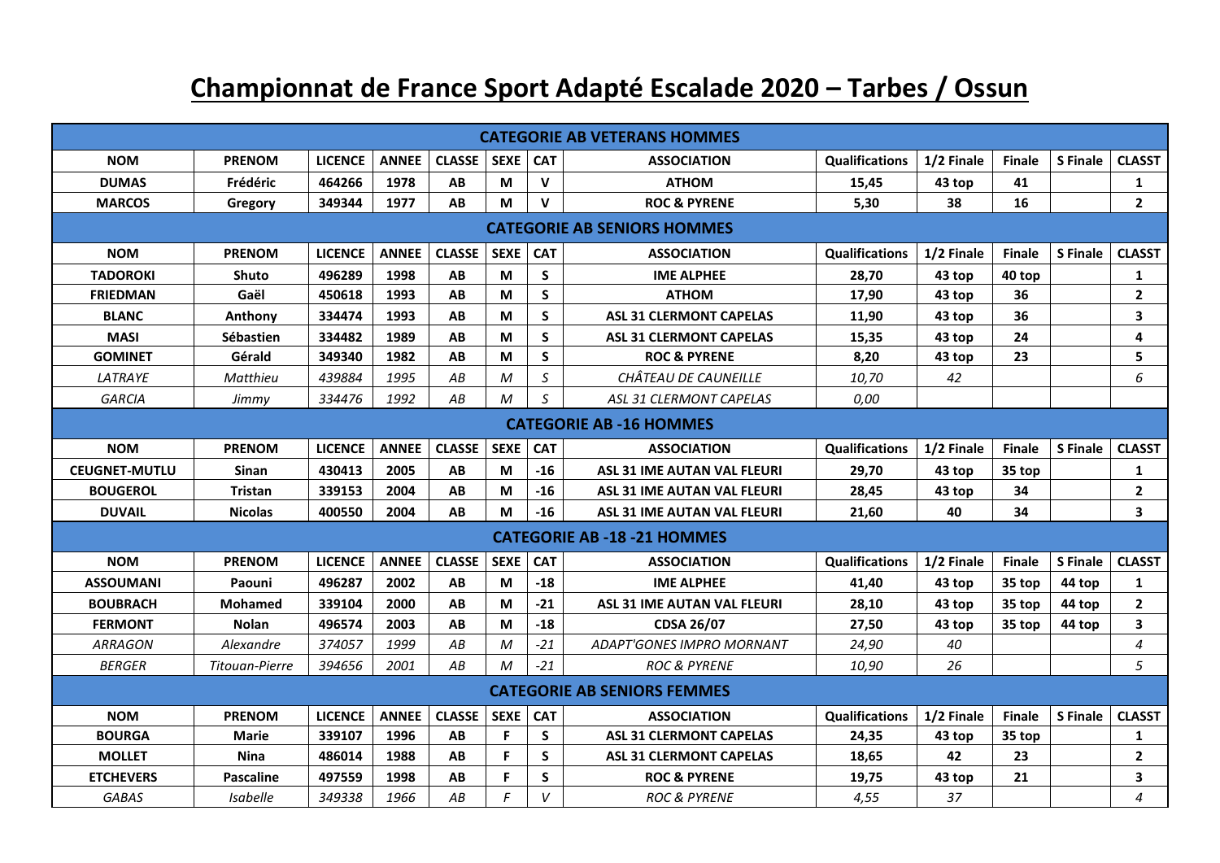# Championnat de France Sport Adapté Escalade 2020 – Tarbes / Ossun

| NOM | PRENOM | LICENCE | ANNEE | CLASSE | SEXE | CAT | ASSOCIATION | Qualifications | 1/2 Finale | Finale | S Finale | CLASST |
|---|---|---|---|---|---|---|---|---|---|---|---|---|
| **CATEGORIE AB VETERANS HOMMES** | | | | | | | | | | | | |
| **DUMAS** | **Frédéric** | **464266** | **1978** | **AB** | **M** | **V** | **ATHOM** | **15,45** | **43 top** | **41** | | **1** |
| **MARCOS** | **Gregory** | **349344** | **1977** | **AB** | **M** | **V** | **ROC & PYRENE** | **5,30** | **38** | **16** | | **2** |
| **CATEGORIE AB SENIORS HOMMES** | | | | | | | | | | | | |
| **NOM** | **PRENOM** | **LICENCE** | **ANNEE** | **CLASSE** | **SEXE** | **CAT** | **ASSOCIATION** | **Qualifications** | **1/2 Finale** | **Finale** | **S Finale** | **CLASST** |
| **TADOROKI** | **Shuto** | **496289** | **1998** | **AB** | **M** | **S** | **IME ALPHEE** | **28,70** | **43 top** | **40 top** | | **1** |
| **FRIEDMAN** | **Gaël** | **450618** | **1993** | **AB** | **M** | **S** | **ATHOM** | **17,90** | **43 top** | **36** | | **2** |
| **BLANC** | **Anthony** | **334474** | **1993** | **AB** | **M** | **S** | **ASL 31 CLERMONT CAPELAS** | **11,90** | **43 top** | **36** | | **3** |
| **MASI** | **Sébastien** | **334482** | **1989** | **AB** | **M** | **S** | **ASL 31 CLERMONT CAPELAS** | **15,35** | **43 top** | **24** | | **4** |
| **GOMINET** | **Gérald** | **349340** | **1982** | **AB** | **M** | **S** | **ROC & PYRENE** | **8,20** | **43 top** | **23** | | **5** |
| *LATRAYE* | *Matthieu* | *439884* | *1995* | *AB* | *M* | *S* | *CHÂTEAU DE CAUNEILLE* | *10,70* | *42* | | | *6* |
| *GARCIA* | *Jimmy* | *334476* | *1992* | *AB* | *M* | *S* | *ASL 31 CLERMONT CAPELAS* | *0,00* | | | | |
| **CATEGORIE AB -16 HOMMES** | | | | | | | | | | | | |
| **NOM** | **PRENOM** | **LICENCE** | **ANNEE** | **CLASSE** | **SEXE** | **CAT** | **ASSOCIATION** | **Qualifications** | **1/2 Finale** | **Finale** | **S Finale** | **CLASST** |
| **CEUGNET-MUTLU** | **Sinan** | **430413** | **2005** | **AB** | **M** | **-16** | **ASL 31 IME AUTAN VAL FLEURI** | **29,70** | **43 top** | **35 top** | | **1** |
| **BOUGEROL** | **Tristan** | **339153** | **2004** | **AB** | **M** | **-16** | **ASL 31 IME AUTAN VAL FLEURI** | **28,45** | **43 top** | **34** | | **2** |
| **DUVAIL** | **Nicolas** | **400550** | **2004** | **AB** | **M** | **-16** | **ASL 31 IME AUTAN VAL FLEURI** | **21,60** | **40** | **34** | | **3** |
| **CATEGORIE AB -18 -21 HOMMES** | | | | | | | | | | | | |
| **NOM** | **PRENOM** | **LICENCE** | **ANNEE** | **CLASSE** | **SEXE** | **CAT** | **ASSOCIATION** | **Qualifications** | **1/2 Finale** | **Finale** | **S Finale** | **CLASST** |
| **ASSOUMANI** | **Paouni** | **496287** | **2002** | **AB** | **M** | **-18** | **IME ALPHEE** | **41,40** | **43 top** | **35 top** | **44 top** | **1** |
| **BOUBRACH** | **Mohamed** | **339104** | **2000** | **AB** | **M** | **-21** | **ASL 31 IME AUTAN VAL FLEURI** | **28,10** | **43 top** | **35 top** | **44 top** | **2** |
| **FERMONT** | **Nolan** | **496574** | **2003** | **AB** | **M** | **-18** | **CDSA 26/07** | **27,50** | **43 top** | **35 top** | **44 top** | **3** |
| *ARRAGON* | *Alexandre* | *374057* | *1999* | *AB* | *M* | *-21* | *ADAPT'GONES IMPRO MORNANT* | *24,90* | *40* | | | *4* |
| *BERGER* | *Titouan-Pierre* | *394656* | *2001* | *AB* | *M* | *-21* | *ROC & PYRENE* | *10,90* | *26* | | | *5* |
| **CATEGORIE AB SENIORS FEMMES** | | | | | | | | | | | | |
| **NOM** | **PRENOM** | **LICENCE** | **ANNEE** | **CLASSE** | **SEXE** | **CAT** | **ASSOCIATION** | **Qualifications** | **1/2 Finale** | **Finale** | **S Finale** | **CLASST** |
| **BOURGA** | **Marie** | **339107** | **1996** | **AB** | **F** | **S** | **ASL 31 CLERMONT CAPELAS** | **24,35** | **43 top** | **35 top** | | **1** |
| **MOLLET** | **Nina** | **486014** | **1988** | **AB** | **F** | **S** | **ASL 31 CLERMONT CAPELAS** | **18,65** | **42** | **23** | | **2** |
| **ETCHEVERS** | **Pascaline** | **497559** | **1998** | **AB** | **F** | **S** | **ROC & PYRENE** | **19,75** | **43 top** | **21** | | **3** |
| *GABAS* | *Isabelle* | *349338* | *1966* | *AB* | *F* | *V* | *ROC & PYRENE* | *4,55* | *37* | | | *4* |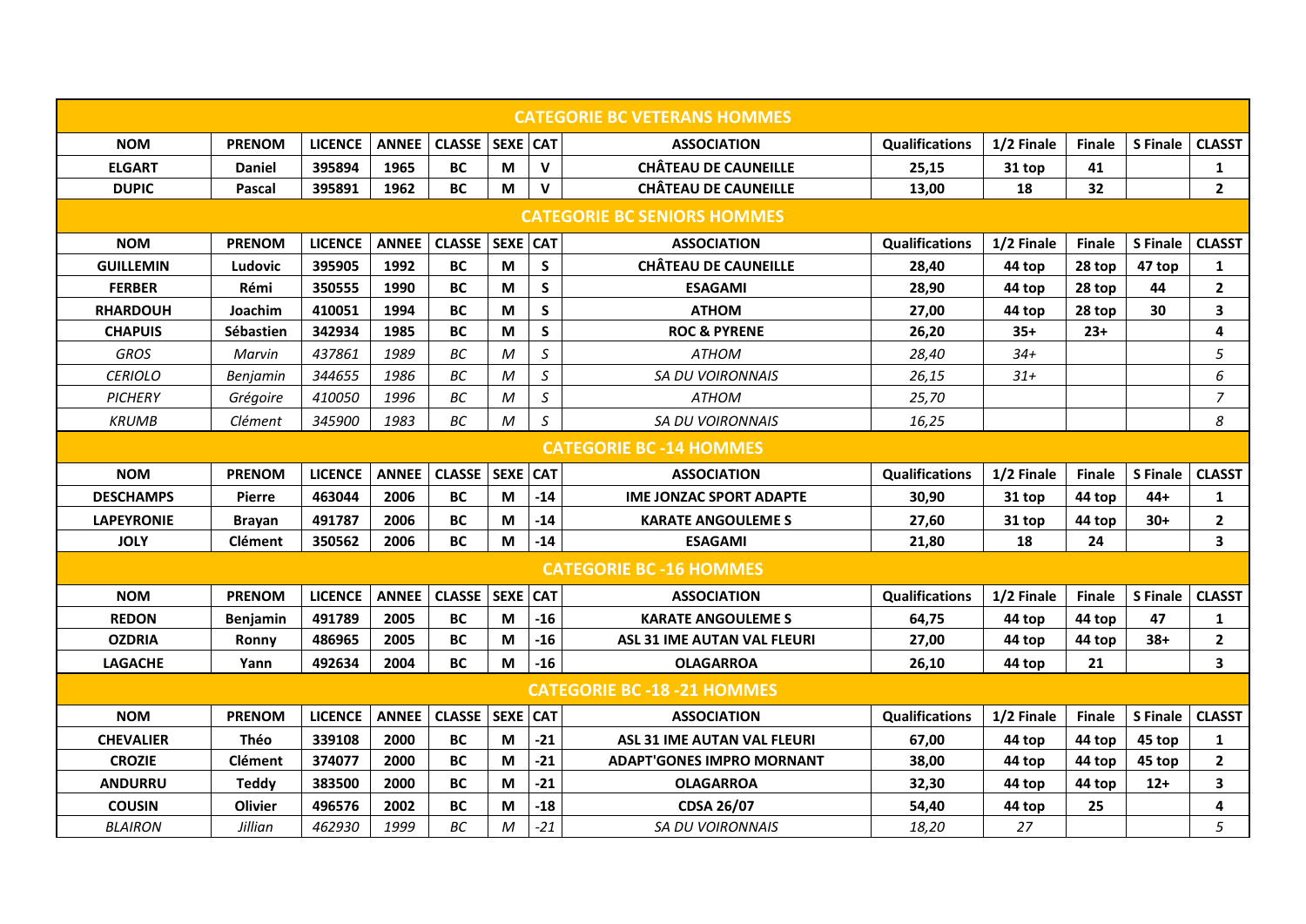| CATEGORIE BC VETERANS HOMMES | | | | | | | | | | | | |
|---|---|---|---|---|---|---|---|---|---|---|---|---|
| **NOM** | **PRENOM** | **LICENCE** | **ANNEE** | **CLASSE** | **SEXE** | **CAT** | **ASSOCIATION** | **Qualifications** | **1/2 Finale** | **Finale** | **S Finale** | **CLASST** |
| **ELGART** | **Daniel** | **395894** | **1965** | **BC** | **M** | **V** | **CHÂTEAU DE CAUNEILLE** | **25,15** | **31 top** | **41** | | **1** |
| **DUPIC** | **Pascal** | **395891** | **1962** | **BC** | **M** | **V** | **CHÂTEAU DE CAUNEILLE** | **13,00** | **18** | **32** | | **2** |
| **CATEGORIE BC SENIORS HOMMES** | | | | | | | | | | | | |
| **NOM** | **PRENOM** | **LICENCE** | **ANNEE** | **CLASSE** | **SEXE** | **CAT** | **ASSOCIATION** | **Qualifications** | **1/2 Finale** | **Finale** | **S Finale** | **CLASST** |
| **GUILLEMIN** | **Ludovic** | **395905** | **1992** | **BC** | **M** | **S** | **CHÂTEAU DE CAUNEILLE** | **28,40** | **44 top** | **28 top** | **47 top** | **1** |
| **FERBER** | **Rémi** | **350555** | **1990** | **BC** | **M** | **S** | **ESAGAMI** | **28,90** | **44 top** | **28 top** | **44** | **2** |
| **RHARDOUH** | **Joachim** | **410051** | **1994** | **BC** | **M** | **S** | **ATHOM** | **27,00** | **44 top** | **28 top** | **30** | **3** |
| **CHAPUIS** | **Sébastien** | **342934** | **1985** | **BC** | **M** | **S** | **ROC & PYRENE** | **26,20** | **35+** | **23+** | | **4** |
| *GROS* | *Marvin* | *437861* | *1989* | *BC* | *M* | *S* | *ATHOM* | *28,40* | *34+* | | | *5* |
| *CERIOLO* | *Benjamin* | *344655* | *1986* | *BC* | *M* | *S* | *SA DU VOIRONNAIS* | *26,15* | *31+* | | | *6* |
| *PICHERY* | *Grégoire* | *410050* | *1996* | *BC* | *M* | *S* | *ATHOM* | *25,70* | | | | *7* |
| *KRUMB* | *Clément* | *345900* | *1983* | *BC* | *M* | *S* | *SA DU VOIRONNAIS* | *16,25* | | | | *8* |
| **CATEGORIE BC -14 HOMMES** | | | | | | | | | | | | |
| **NOM** | **PRENOM** | **LICENCE** | **ANNEE** | **CLASSE** | **SEXE** | **CAT** | **ASSOCIATION** | **Qualifications** | **1/2 Finale** | **Finale** | **S Finale** | **CLASST** |
| **DESCHAMPS** | **Pierre** | **463044** | **2006** | **BC** | **M** | **-14** | **IME JONZAC SPORT ADAPTE** | **30,90** | **31 top** | **44 top** | **44+** | **1** |
| **LAPEYRONIE** | **Brayan** | **491787** | **2006** | **BC** | **M** | **-14** | **KARATE ANGOULEME S** | **27,60** | **31 top** | **44 top** | **30+** | **2** |
| **JOLY** | **Clément** | **350562** | **2006** | **BC** | **M** | **-14** | **ESAGAMI** | **21,80** | **18** | **24** | | **3** |
| **CATEGORIE BC -16 HOMMES** | | | | | | | | | | | | |
| **NOM** | **PRENOM** | **LICENCE** | **ANNEE** | **CLASSE** | **SEXE** | **CAT** | **ASSOCIATION** | **Qualifications** | **1/2 Finale** | **Finale** | **S Finale** | **CLASST** |
| **REDON** | **Benjamin** | **491789** | **2005** | **BC** | **M** | **-16** | **KARATE ANGOULEME S** | **64,75** | **44 top** | **44 top** | **47** | **1** |
| **OZDRIA** | **Ronny** | **486965** | **2005** | **BC** | **M** | **-16** | **ASL 31 IME AUTAN VAL FLEURI** | **27,00** | **44 top** | **44 top** | **38+** | **2** |
| **LAGACHE** | **Yann** | **492634** | **2004** | **BC** | **M** | **-16** | **OLAGARROA** | **26,10** | **44 top** | **21** | | **3** |
| **CATEGORIE BC -18 -21 HOMMES** | | | | | | | | | | | | |
| **NOM** | **PRENOM** | **LICENCE** | **ANNEE** | **CLASSE** | **SEXE** | **CAT** | **ASSOCIATION** | **Qualifications** | **1/2 Finale** | **Finale** | **S Finale** | **CLASST** |
| **CHEVALIER** | **Théo** | **339108** | **2000** | **BC** | **M** | **-21** | **ASL 31 IME AUTAN VAL FLEURI** | **67,00** | **44 top** | **44 top** | **45 top** | **1** |
| **CROZIE** | **Clément** | **374077** | **2000** | **BC** | **M** | **-21** | **ADAPT'GONES IMPRO MORNANT** | **38,00** | **44 top** | **44 top** | **45 top** | **2** |
| **ANDURRU** | **Teddy** | **383500** | **2000** | **BC** | **M** | **-21** | **OLAGARROA** | **32,30** | **44 top** | **44 top** | **12+** | **3** |
| **COUSIN** | **Olivier** | **496576** | **2002** | **BC** | **M** | **-18** | **CDSA 26/07** | **54,40** | **44 top** | **25** | | **4** |
| *BLAIRON* | *Jillian* | *462930* | *1999* | *BC* | *M* | *-21* | *SA DU VOIRONNAIS* | *18,20* | *27* | | | *5* |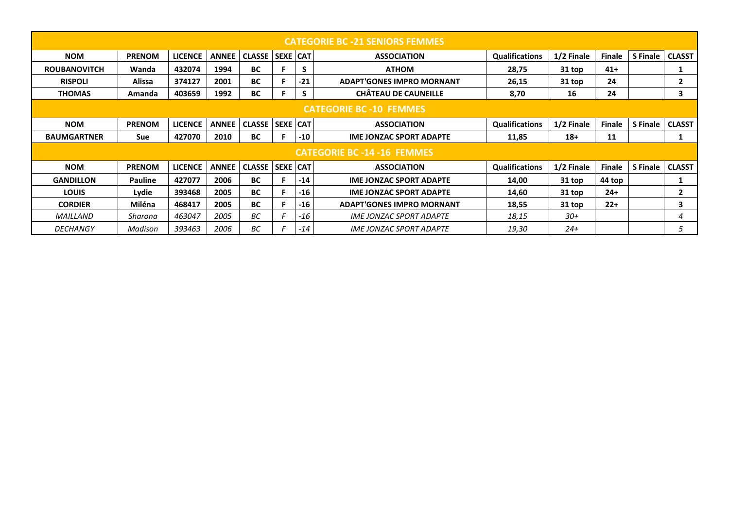| CATEGORIE BC -21 SENIORS FEMMES | | | | | | | | | | | | |
|---|---|---|---|---|---|---|---|---|---|---|---|---|
| **NOM** | **PRENOM** | **LICENCE** | **ANNEE** | **CLASSE** | **SEXE** | **CAT** | **ASSOCIATION** | **Qualifications** | **1/2 Finale** | **Finale** | **S Finale** | **CLASST** |
| **ROUBANOVITCH** | **Wanda** | **432074** | **1994** | **BC** | **F** | **S** | **ATHOM** | **28,75** | **31 top** | **41+** | | **1** |
| **RISPOLI** | **Alissa** | **374127** | **2001** | **BC** | **F** | **-21** | **ADAPT'GONES IMPRO MORNANT** | **26,15** | **31 top** | **24** | | **2** |
| **THOMAS** | **Amanda** | **403659** | **1992** | **BC** | **F** | **S** | **CHÂTEAU DE CAUNEILLE** | **8,70** | **16** | **24** | | **3** |
| **CATEGORIE BC -10 FEMMES** | | | | | | | | | | | | |
| **NOM** | **PRENOM** | **LICENCE** | **ANNEE** | **CLASSE** | **SEXE** | **CAT** | **ASSOCIATION** | **Qualifications** | **1/2 Finale** | **Finale** | **S Finale** | **CLASST** |
| **BAUMGARTNER** | **Sue** | **427070** | **2010** | **BC** | **F** | **-10** | **IME JONZAC SPORT ADAPTE** | **11,85** | **18+** | **11** | | **1** |
| **CATEGORIE BC -14 -16 FEMMES** | | | | | | | | | | | | |
| **NOM** | **PRENOM** | **LICENCE** | **ANNEE** | **CLASSE** | **SEXE** | **CAT** | **ASSOCIATION** | **Qualifications** | **1/2 Finale** | **Finale** | **S Finale** | **CLASST** |
| **GANDILLON** | **Pauline** | **427077** | **2006** | **BC** | **F** | **-14** | **IME JONZAC SPORT ADAPTE** | **14,00** | **31 top** | **44 top** | | **1** |
| **LOUIS** | **Lydie** | **393468** | **2005** | **BC** | **F** | **-16** | **IME JONZAC SPORT ADAPTE** | **14,60** | **31 top** | **24+** | | **2** |
| **CORDIER** | **Miléna** | **468417** | **2005** | **BC** | **F** | **-16** | **ADAPT'GONES IMPRO MORNANT** | **18,55** | **31 top** | **22+** | | **3** |
| *MAILLAND* | *Sharona* | *463047* | *2005* | *BC* | *F* | *-16* | *IME JONZAC SPORT ADAPTE* | *18,15* | *30+* | | | *4* |
| *DECHANGY* | *Madison* | *393463* | *2006* | *BC* | *F* | *-14* | *IME JONZAC SPORT ADAPTE* | *19,30* | *24+* | | | *5* |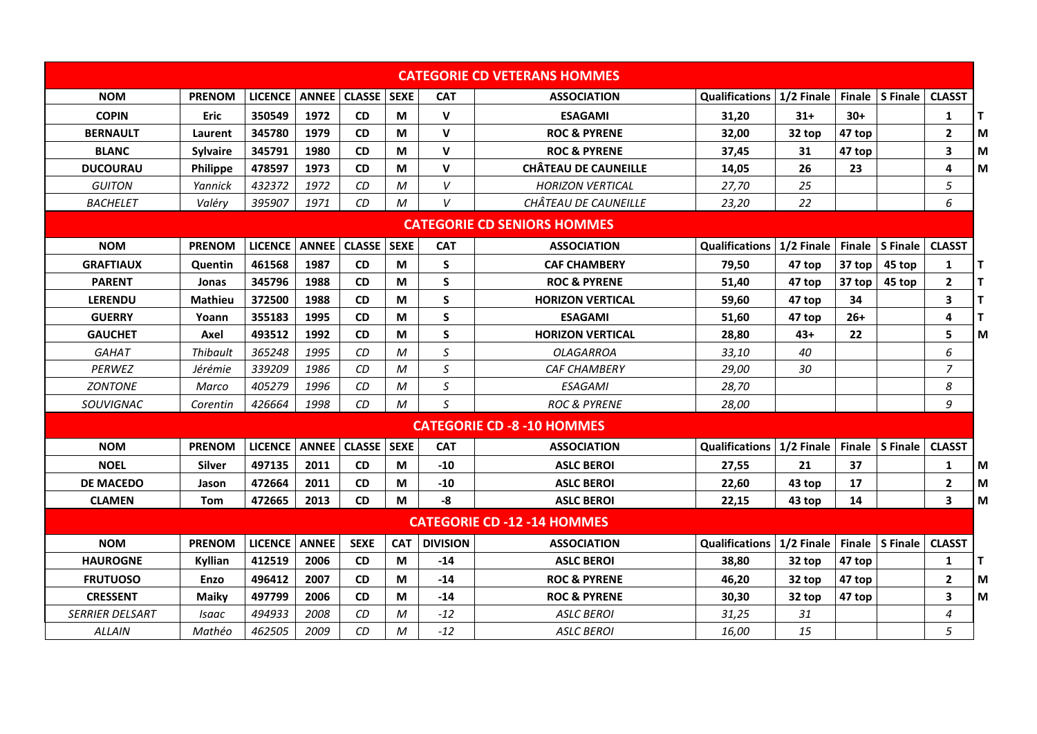| CATEGORIE CD VETERANS HOMMES | | | | | | | | | | | | | |
|---|---|---|---|---|---|---|---|---|---|---|---|---|---|
| **NOM** | **PRENOM** | **LICENCE** | **ANNEE** | **CLASSE** | **SEXE** | **CAT** | **ASSOCIATION** | **Qualifications** | **1/2 Finale** | **Finale** | **S Finale** | **CLASST** | |
| **COPIN** | **Eric** | **350549** | **1972** | **CD** | **M** | **V** | **ESAGAMI** | **31,20** | **31+** | **30+** | | **1** | **T** |
| **BERNAULT** | **Laurent** | **345780** | **1979** | **CD** | **M** | **V** | **ROC & PYRENE** | **32,00** | **32 top** | **47 top** | | **2** | **M** |
| **BLANC** | **Sylvaire** | **345791** | **1980** | **CD** | **M** | **V** | **ROC & PYRENE** | **37,45** | **31** | **47 top** | | **3** | **M** |
| **DUCOURAU** | **Philippe** | **478597** | **1973** | **CD** | **M** | **V** | **CHÂTEAU DE CAUNEILLE** | **14,05** | **26** | **23** | | **4** | **M** |
| *GUITON* | *Yannick* | *432372* | *1972* | *CD* | *M* | *V* | *HORIZON VERTICAL* | *27,70* | *25* | | | *5* | |
| *BACHELET* | *Valéry* | *395907* | *1971* | *CD* | *M* | *V* | *CHÂTEAU DE CAUNEILLE* | *23,20* | *22* | | | *6* | |

| CATEGORIE CD SENIORS HOMMES | | | | | | | | | | | | | |
|---|---|---|---|---|---|---|---|---|---|---|---|---|---|
| **NOM** | **PRENOM** | **LICENCE** | **ANNEE** | **CLASSE** | **SEXE** | **CAT** | **ASSOCIATION** | **Qualifications** | **1/2 Finale** | **Finale** | **S Finale** | **CLASST** | |
| **GRAFTIAUX** | **Quentin** | **461568** | **1987** | **CD** | **M** | **S** | **CAF CHAMBERY** | **79,50** | **47 top** | **37 top** | **45 top** | **1** | **T** |
| **PARENT** | **Jonas** | **345796** | **1988** | **CD** | **M** | **S** | **ROC & PYRENE** | **51,40** | **47 top** | **37 top** | **45 top** | **2** | **T** |
| **LERENDU** | **Mathieu** | **372500** | **1988** | **CD** | **M** | **S** | **HORIZON VERTICAL** | **59,60** | **47 top** | **34** | | **3** | **T** |
| **GUERRY** | **Yoann** | **355183** | **1995** | **CD** | **M** | **S** | **ESAGAMI** | **51,60** | **47 top** | **26+** | | **4** | **T** |
| **GAUCHET** | **Axel** | **493512** | **1992** | **CD** | **M** | **S** | **HORIZON VERTICAL** | **28,80** | **43+** | **22** | | **5** | **M** |
| *GAHAT* | *Thibault* | *365248* | *1995* | *CD* | *M* | *S* | *OLAGARROA* | *33,10* | *40* | | | *6* | |
| *PERWEZ* | *Jérémie* | *339209* | *1986* | *CD* | *M* | *S* | *CAF CHAMBERY* | *29,00* | *30* | | | *7* | |
| *ZONTONE* | *Marco* | *405279* | *1996* | *CD* | *M* | *S* | *ESAGAMI* | *28,70* | | | | *8* | |
| *SOUVIGNAC* | *Corentin* | *426664* | *1998* | *CD* | *M* | *S* | *ROC & PYRENE* | *28,00* | | | | *9* | |

| CATEGORIE CD -8 -10 HOMMES | | | | | | | | | | | | | |
|---|---|---|---|---|---|---|---|---|---|---|---|---|---|
| **NOM** | **PRENOM** | **LICENCE** | **ANNEE** | **CLASSE** | **SEXE** | **CAT** | **ASSOCIATION** | **Qualifications** | **1/2 Finale** | **Finale** | **S Finale** | **CLASST** | |
| **NOEL** | **Silver** | **497135** | **2011** | **CD** | **M** | **-10** | **ASLC BEROI** | **27,55** | **21** | **37** | | **1** | **M** |
| **DE MACEDO** | **Jason** | **472664** | **2011** | **CD** | **M** | **-10** | **ASLC BEROI** | **22,60** | **43 top** | **17** | | **2** | **M** |
| **CLAMEN** | **Tom** | **472665** | **2013** | **CD** | **M** | **-8** | **ASLC BEROI** | **22,15** | **43 top** | **14** | | **3** | **M** |

| CATEGORIE CD -12 -14 HOMMES | | | | | | | | | | | | | |
|---|---|---|---|---|---|---|---|---|---|---|---|---|---|
| **NOM** | **PRENOM** | **LICENCE** | **ANNEE** | **SEXE** | **CAT** | **DIVISION** | **ASSOCIATION** | **Qualifications** | **1/2 Finale** | **Finale** | **S Finale** | **CLASST** | |
| **HAUROGNE** | **Kyllian** | **412519** | **2006** | **CD** | **M** | **-14** | **ASLC BEROI** | **38,80** | **32 top** | **47 top** | | **1** | **T** |
| **FRUTUOSO** | **Enzo** | **496412** | **2007** | **CD** | **M** | **-14** | **ROC & PYRENE** | **46,20** | **32 top** | **47 top** | | **2** | **M** |
| **CRESSENT** | **Maiky** | **497799** | **2006** | **CD** | **M** | **-14** | **ROC & PYRENE** | **30,30** | **32 top** | **47 top** | | **3** | **M** |
| *SERRIER DELSART* | *Isaac* | *494933* | *2008* | *CD* | *M* | *-12* | *ASLC BEROI* | *31,25* | *31* | | | *4* | |
| *ALLAIN* | *Mathéo* | *462505* | *2009* | *CD* | *M* | *-12* | *ASLC BEROI* | *16,00* | *15* | | | *5* | |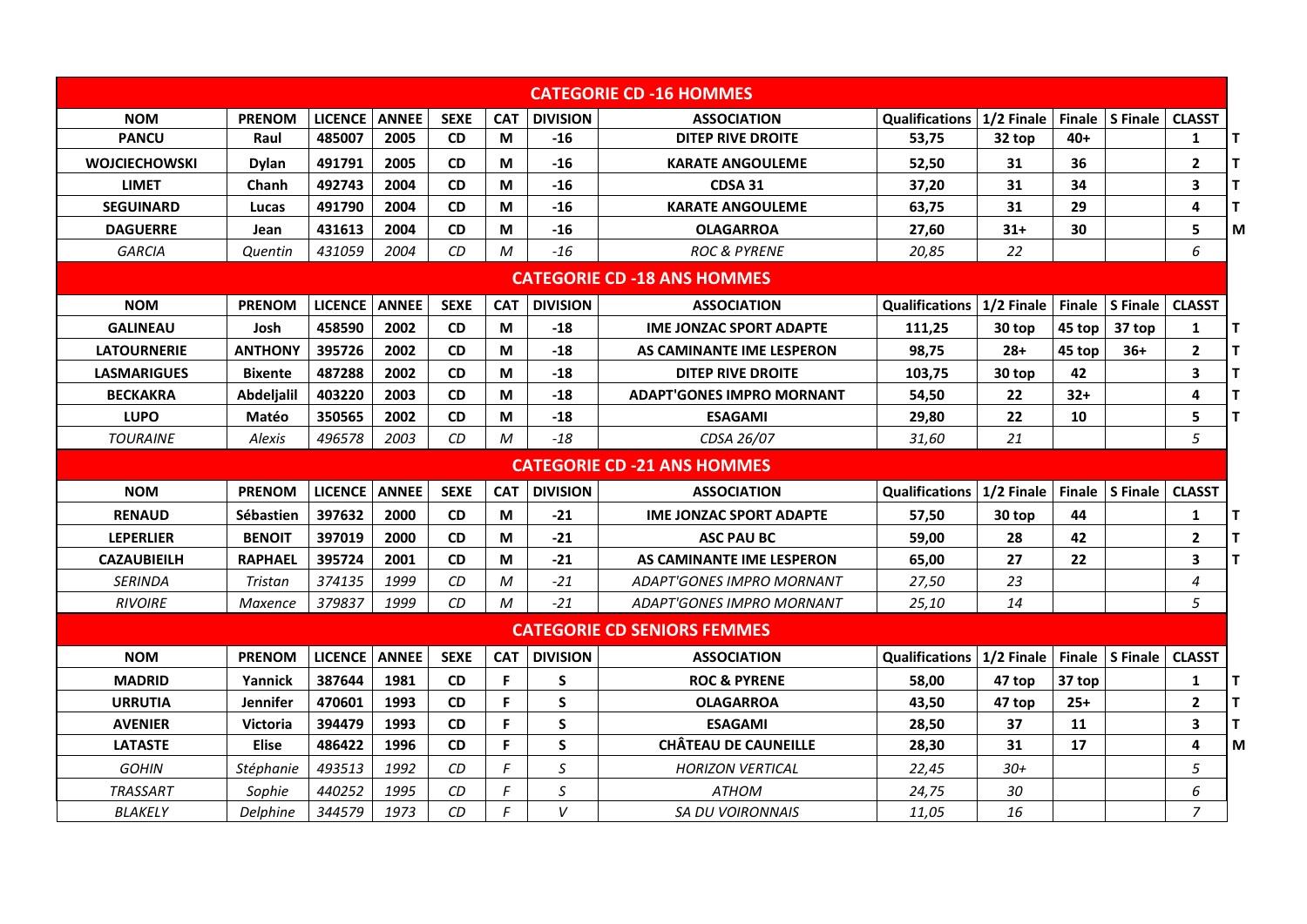| NOM | PRENOM | LICENCE | ANNEE | SEXE | CAT | DIVISION | ASSOCIATION | Qualifications | 1/2 Finale | Finale | S Finale | CLASST | |
|---|---|---|---|---|---|---|---|---|---|---|---|---|---|
| **CATEGORIE CD -16 HOMMES** | | | | | | | | | | | | | |
| **PANCU** | **Raul** | **485007** | **2005** | **CD** | **M** | **-16** | **DITEP RIVE DROITE** | **53,75** | **32 top** | **40+** | | **1** | **T** |
| **WOJCIECHOWSKI** | **Dylan** | **491791** | **2005** | **CD** | **M** | **-16** | **KARATE ANGOULEME** | **52,50** | **31** | **36** | | **2** | **T** |
| **LIMET** | **Chanh** | **492743** | **2004** | **CD** | **M** | **-16** | **CDSA 31** | **37,20** | **31** | **34** | | **3** | **T** |
| **SEGUINARD** | **Lucas** | **491790** | **2004** | **CD** | **M** | **-16** | **KARATE ANGOULEME** | **63,75** | **31** | **29** | | **4** | **T** |
| **DAGUERRE** | **Jean** | **431613** | **2004** | **CD** | **M** | **-16** | **OLAGARROA** | **27,60** | **31+** | **30** | | **5** | **M** |
| *GARCIA* | *Quentin* | *431059* | *2004* | *CD* | *M* | *-16* | *ROC & PYRENE* | *20,85* | *22* | | | *6* | |
| **CATEGORIE CD -18 ANS HOMMES** | | | | | | | | | | | | | |
| **GALINEAU** | **Josh** | **458590** | **2002** | **CD** | **M** | **-18** | **IME JONZAC SPORT ADAPTE** | **111,25** | **30 top** | **45 top** | **37 top** | **1** | **T** |
| **LATOURNERIE** | **ANTHONY** | **395726** | **2002** | **CD** | **M** | **-18** | **AS CAMINANTE IME LESPERON** | **98,75** | **28+** | **45 top** | **36+** | **2** | **T** |
| **LASMARIGUES** | **Bixente** | **487288** | **2002** | **CD** | **M** | **-18** | **DITEP RIVE DROITE** | **103,75** | **30 top** | **42** | | **3** | **T** |
| **BECKAKRA** | **Abdeljalil** | **403220** | **2003** | **CD** | **M** | **-18** | **ADAPT'GONES IMPRO MORNANT** | **54,50** | **22** | **32+** | | **4** | **T** |
| **LUPO** | **Matéo** | **350565** | **2002** | **CD** | **M** | **-18** | **ESAGAMI** | **29,80** | **22** | **10** | | **5** | **T** |
| *TOURAINE* | *Alexis* | *496578* | *2003* | *CD* | *M* | *-18* | *CDSA 26/07* | *31,60* | *21* | | | *5* | |
| **CATEGORIE CD -21 ANS HOMMES** | | | | | | | | | | | | | |
| **RENAUD** | **Sébastien** | **397632** | **2000** | **CD** | **M** | **-21** | **IME JONZAC SPORT ADAPTE** | **57,50** | **30 top** | **44** | | **1** | **T** |
| **LEPERLIER** | **BENOIT** | **397019** | **2000** | **CD** | **M** | **-21** | **ASC PAU BC** | **59,00** | **28** | **42** | | **2** | **T** |
| **CAZAUBIEILH** | **RAPHAEL** | **395724** | **2001** | **CD** | **M** | **-21** | **AS CAMINANTE IME LESPERON** | **65,00** | **27** | **22** | | **3** | **T** |
| *SERINDA* | *Tristan* | *374135* | *1999* | *CD* | *M* | *-21* | *ADAPT'GONES IMPRO MORNANT* | *27,50* | *23* | | | *4* | |
| *RIVOIRE* | *Maxence* | *379837* | *1999* | *CD* | *M* | *-21* | *ADAPT'GONES IMPRO MORNANT* | *25,10* | *14* | | | *5* | |
| **CATEGORIE CD SENIORS FEMMES** | | | | | | | | | | | | | |
| **MADRID** | **Yannick** | **387644** | **1981** | **CD** | **F** | **S** | **ROC & PYRENE** | **58,00** | **47 top** | **37 top** | | **1** | **T** |
| **URRUTIA** | **Jennifer** | **470601** | **1993** | **CD** | **F** | **S** | **OLAGARROA** | **43,50** | **47 top** | **25+** | | **2** | **T** |
| **AVENIER** | **Victoria** | **394479** | **1993** | **CD** | **F** | **S** | **ESAGAMI** | **28,50** | **37** | **11** | | **3** | **T** |
| **LATASTE** | **Elise** | **486422** | **1996** | **CD** | **F** | **S** | **CHÂTEAU DE CAUNEILLE** | **28,30** | **31** | **17** | | **4** | **M** |
| *GOHIN* | *Stéphanie* | *493513* | *1992* | *CD* | *F* | *S* | *HORIZON VERTICAL* | *22,45* | *30+* | | | *5* | |
| *TRASSART* | *Sophie* | *440252* | *1995* | *CD* | *F* | *S* | *ATHOM* | *24,75* | *30* | | | *6* | |
| *BLAKELY* | *Delphine* | *344579* | *1973* | *CD* | *F* | *V* | *SA DU VOIRONNAIS* | *11,05* | *16* | | | *7* | |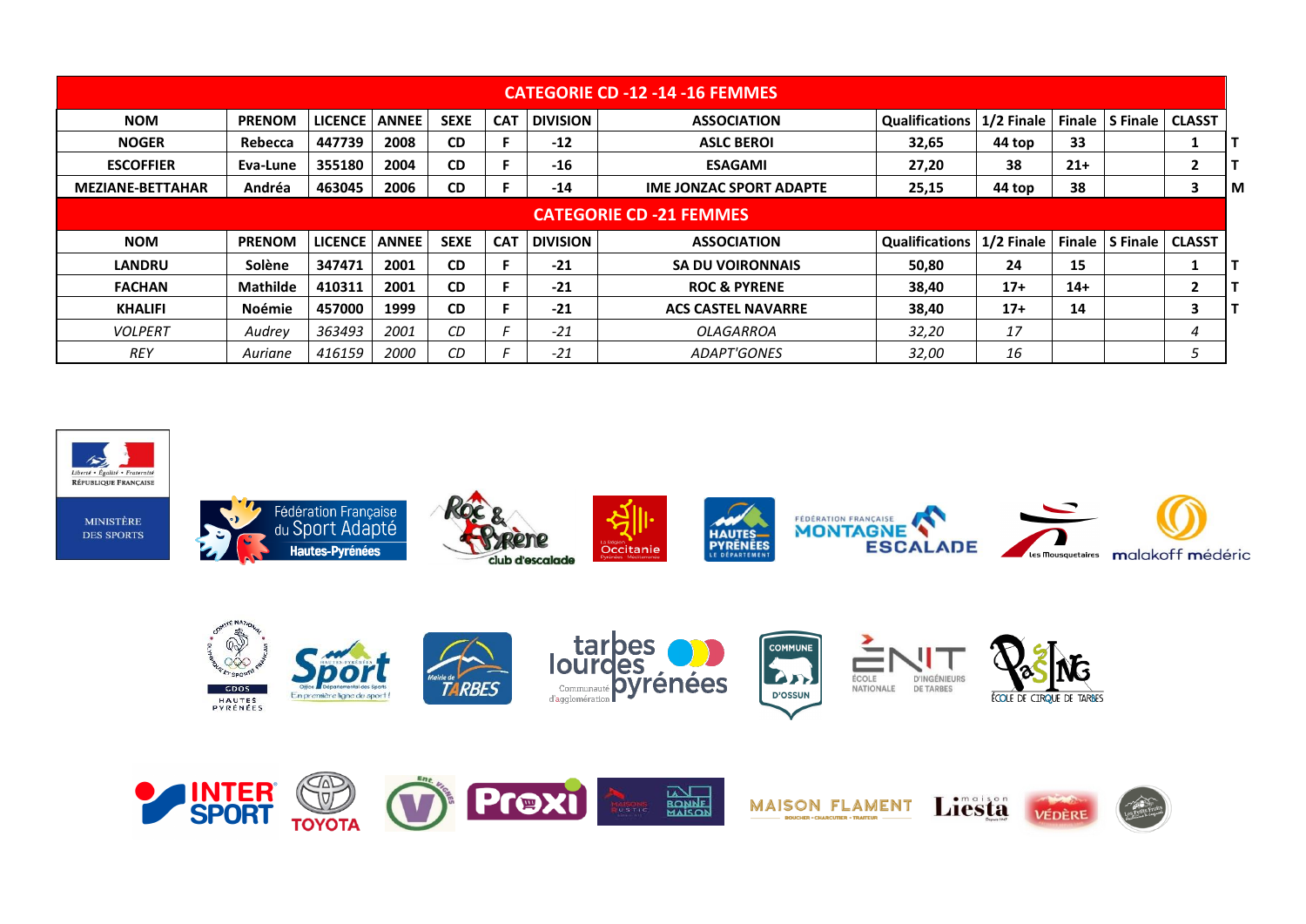| CATEGORIE CD -12 -14 -16 FEMMES | | | | | | | | | | | | | |
|---|---|---|---|---|---|---|---|---|---|---|---|---|---|
| **NOM** | **PRENOM** | **LICENCE** | **ANNEE** | **SEXE** | **CAT** | **DIVISION** | **ASSOCIATION** | **Qualifications** | **1/2 Finale** | **Finale** | **S Finale** | **CLASST** | |
| **NOGER** | **Rebecca** | **447739** | **2008** | **CD** | **F** | **-12** | **ASLC BEROI** | **32,65** | **44 top** | **33** | | **1** | **T** |
| **ESCOFFIER** | **Eva-Lune** | **355180** | **2004** | **CD** | **F** | **-16** | **ESAGAMI** | **27,20** | **38** | **21+** | | **2** | **T** |
| **MEZIANE-BETTAHAR** | **Andréa** | **463045** | **2006** | **CD** | **F** | **-14** | **IME JONZAC SPORT ADAPTE** | **25,15** | **44 top** | **38** | | **3** | **M** |

| CATEGORIE CD -21 FEMMES | | | | | | | | | | | | | |
|---|---|---|---|---|---|---|---|---|---|---|---|---|---|
| **NOM** | **PRENOM** | **LICENCE** | **ANNEE** | **SEXE** | **CAT** | **DIVISION** | **ASSOCIATION** | **Qualifications** | **1/2 Finale** | **Finale** | **S Finale** | **CLASST** | |
| **LANDRU** | **Solène** | **347471** | **2001** | **CD** | **F** | **-21** | **SA DU VOIRONNAIS** | **50,80** | **24** | **15** | | **1** | **T** |
| **FACHAN** | **Mathilde** | **410311** | **2001** | **CD** | **F** | **-21** | **ROC & PYRENE** | **38,40** | **17+** | **14+** | | **2** | **T** |
| **KHALIFI** | **Noémie** | **457000** | **1999** | **CD** | **F** | **-21** | **ACS CASTEL NAVARRE** | **38,40** | **17+** | **14** | | **3** | **T** |
| *VOLPERT* | *Audrey* | *363493* | *2001* | *CD* | *F* | *-21* | *OLAGARROA* | *32,20* | *17* | | | *4* | |
| *REY* | *Auriane* | *416159* | *2000* | *CD* | *F* | *-21* | *ADAPT'GONES* | *32,00* | *16* | | | *5* | |